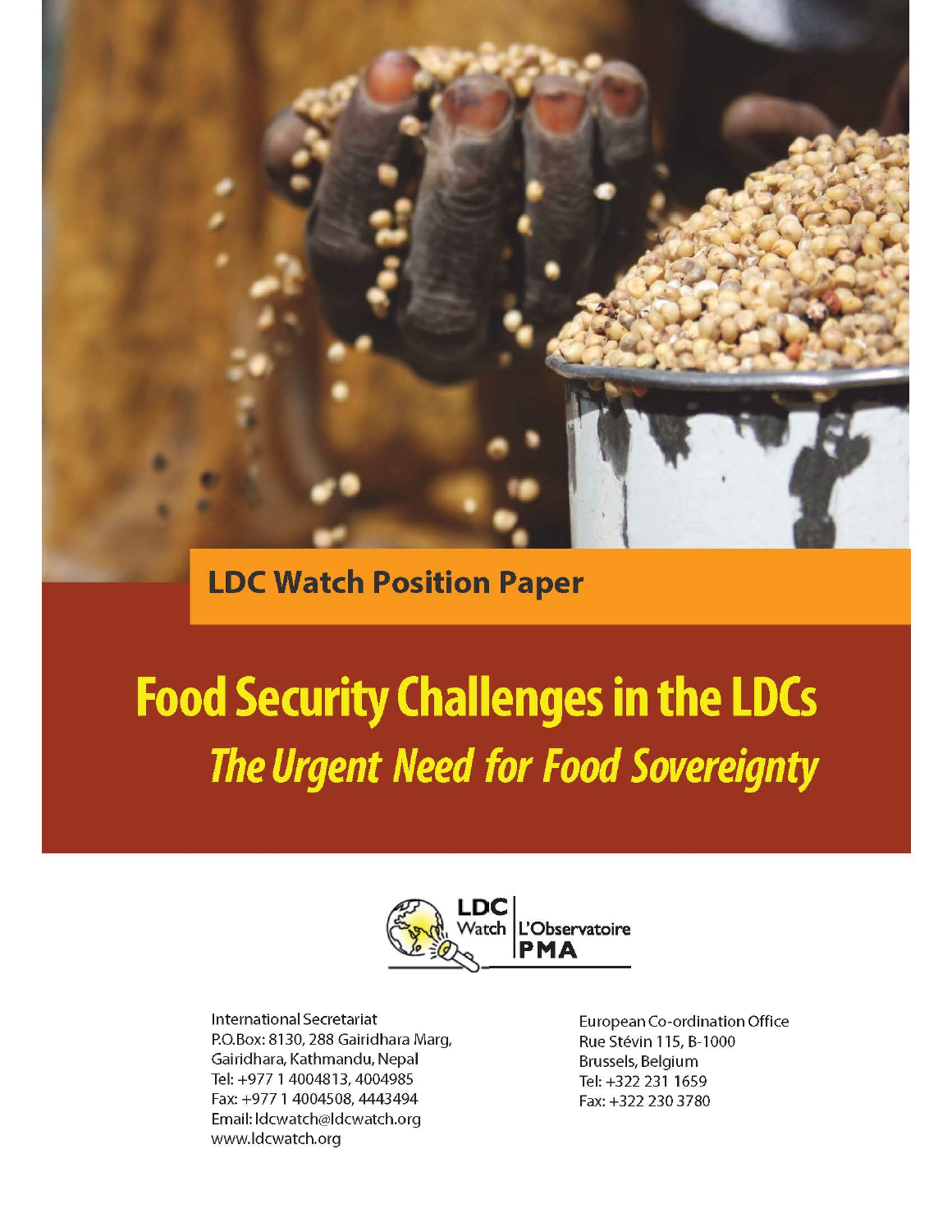LDC Watch Position Paper

# Food Security Challenges in the LDCs

## *The Urgent Need for Food Sovereignty*

LDC Watch | L'Observatoire PMA

International Secretariat
P.O.Box: 8130, 288 Gairidhara Marg,
Gairidhara, Kathmandu, Nepal
Tel: +977 1 4004813, 4004985
Fax: +977 1 4004508, 4443494
Email: ldcwatch@ldcwatch.org
www.ldcwatch.org

European Co-ordination Office
Rue Stévin 115, B-1000
Brussels, Belgium
Tel: +322 231 1659
Fax: +322 230 3780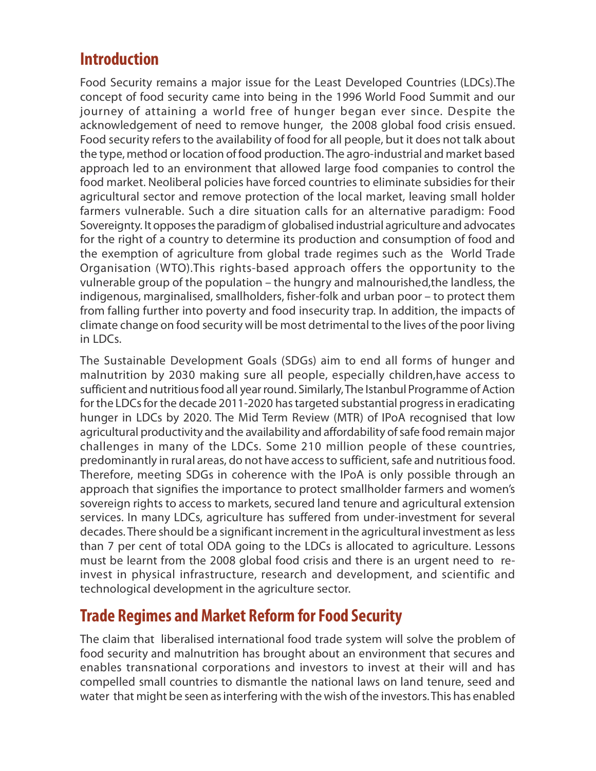## Introduction

Food Security remains a major issue for the Least Developed Countries (LDCs).The concept of food security came into being in the 1996 World Food Summit and our journey of attaining a world free of hunger began ever since. Despite the acknowledgement of need to remove hunger, the 2008 global food crisis ensued. Food security refers to the availability of food for all people, but it does not talk about the type, method or location of food production. The agro-industrial and market based approach led to an environment that allowed large food companies to control the food market. Neoliberal policies have forced countries to eliminate subsidies for their agricultural sector and remove protection of the local market, leaving small holder farmers vulnerable. Such a dire situation calls for an alternative paradigm: Food Sovereignty. It opposes the paradigm of globalised industrial agriculture and advocates for the right of a country to determine its production and consumption of food and the exemption of agriculture from global trade regimes such as the World Trade Organisation (WTO).This rights-based approach offers the opportunity to the vulnerable group of the population – the hungry and malnourished,the landless, the indigenous, marginalised, smallholders, fisher-folk and urban poor – to protect them from falling further into poverty and food insecurity trap. In addition, the impacts of climate change on food security will be most detrimental to the lives of the poor living in LDCs.

The Sustainable Development Goals (SDGs) aim to end all forms of hunger and malnutrition by 2030 making sure all people, especially children,have access to sufficient and nutritious food all year round. Similarly, The Istanbul Programme of Action for the LDCs for the decade 2011-2020 has targeted substantial progress in eradicating hunger in LDCs by 2020. The Mid Term Review (MTR) of IPoA recognised that low agricultural productivity and the availability and affordability of safe food remain major challenges in many of the LDCs. Some 210 million people of these countries, predominantly in rural areas, do not have access to sufficient, safe and nutritious food. Therefore, meeting SDGs in coherence with the IPoA is only possible through an approach that signifies the importance to protect smallholder farmers and women's sovereign rights to access to markets, secured land tenure and agricultural extension services. In many LDCs, agriculture has suffered from under-investment for several decades. There should be a significant increment in the agricultural investment as less than 7 per cent of total ODA going to the LDCs is allocated to agriculture. Lessons must be learnt from the 2008 global food crisis and there is an urgent need to re-invest in physical infrastructure, research and development, and scientific and technological development in the agriculture sector.

## Trade Regimes and Market Reform for Food Security

The claim that liberalised international food trade system will solve the problem of food security and malnutrition has brought about an environment that secures and enables transnational corporations and investors to invest at their will and has compelled small countries to dismantle the national laws on land tenure, seed and water that might be seen as interfering with the wish of the investors. This has enabled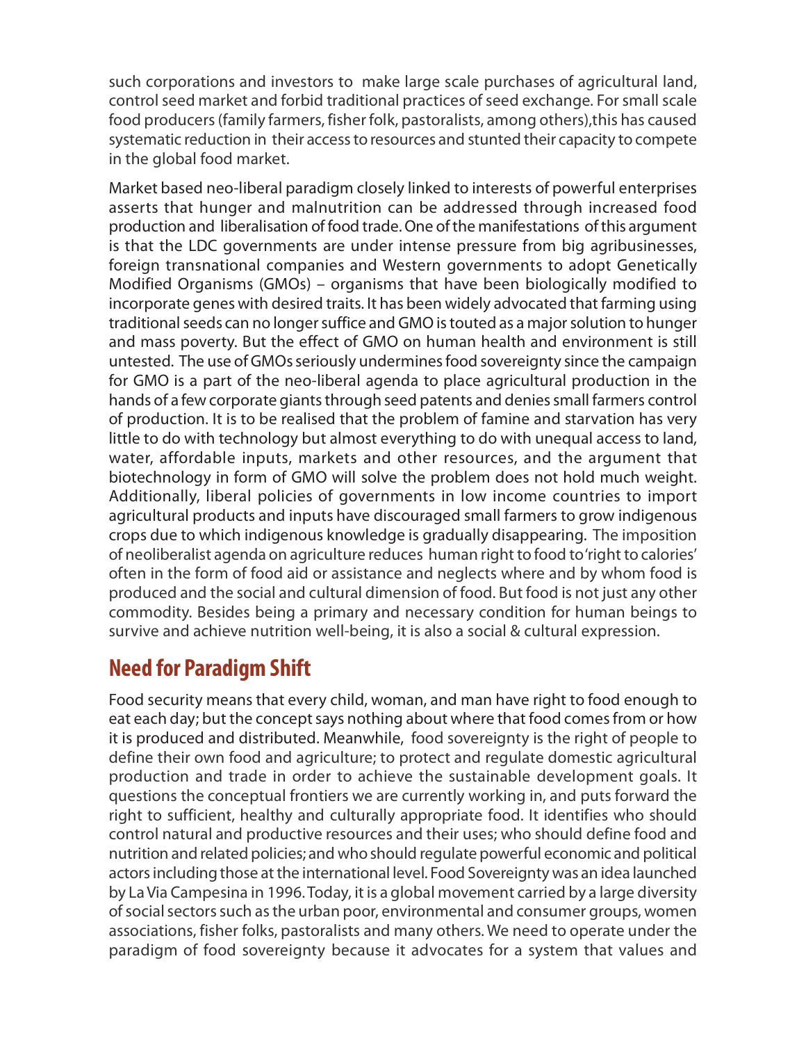such corporations and investors to make large scale purchases of agricultural land, control seed market and forbid traditional practices of seed exchange. For small scale food producers (family farmers, fisher folk, pastoralists, among others),this has caused systematic reduction in their access to resources and stunted their capacity to compete in the global food market.

Market based neo-liberal paradigm closely linked to interests of powerful enterprises asserts that hunger and malnutrition can be addressed through increased food production and liberalisation of food trade. One of the manifestations of this argument is that the LDC governments are under intense pressure from big agribusinesses, foreign transnational companies and Western governments to adopt Genetically Modified Organisms (GMOs) – organisms that have been biologically modified to incorporate genes with desired traits. It has been widely advocated that farming using traditional seeds can no longer suffice and GMO is touted as a major solution to hunger and mass poverty. But the effect of GMO on human health and environment is still untested. The use of GMOs seriously undermines food sovereignty since the campaign for GMO is a part of the neo-liberal agenda to place agricultural production in the hands of a few corporate giants through seed patents and denies small farmers control of production. It is to be realised that the problem of famine and starvation has very little to do with technology but almost everything to do with unequal access to land, water, affordable inputs, markets and other resources, and the argument that biotechnology in form of GMO will solve the problem does not hold much weight. Additionally, liberal policies of governments in low income countries to import agricultural products and inputs have discouraged small farmers to grow indigenous crops due to which indigenous knowledge is gradually disappearing. The imposition of neoliberalist agenda on agriculture reduces human right to food to 'right to calories' often in the form of food aid or assistance and neglects where and by whom food is produced and the social and cultural dimension of food. But food is not just any other commodity. Besides being a primary and necessary condition for human beings to survive and achieve nutrition well-being, it is also a social & cultural expression.

## Need for Paradigm Shift

Food security means that every child, woman, and man have right to food enough to eat each day; but the concept says nothing about where that food comes from or how it is produced and distributed. Meanwhile, food sovereignty is the right of people to define their own food and agriculture; to protect and regulate domestic agricultural production and trade in order to achieve the sustainable development goals. It questions the conceptual frontiers we are currently working in, and puts forward the right to sufficient, healthy and culturally appropriate food. It identifies who should control natural and productive resources and their uses; who should define food and nutrition and related policies; and who should regulate powerful economic and political actors including those at the international level. Food Sovereignty was an idea launched by La Via Campesina in 1996. Today, it is a global movement carried by a large diversity of social sectors such as the urban poor, environmental and consumer groups, women associations, fisher folks, pastoralists and many others. We need to operate under the paradigm of food sovereignty because it advocates for a system that values and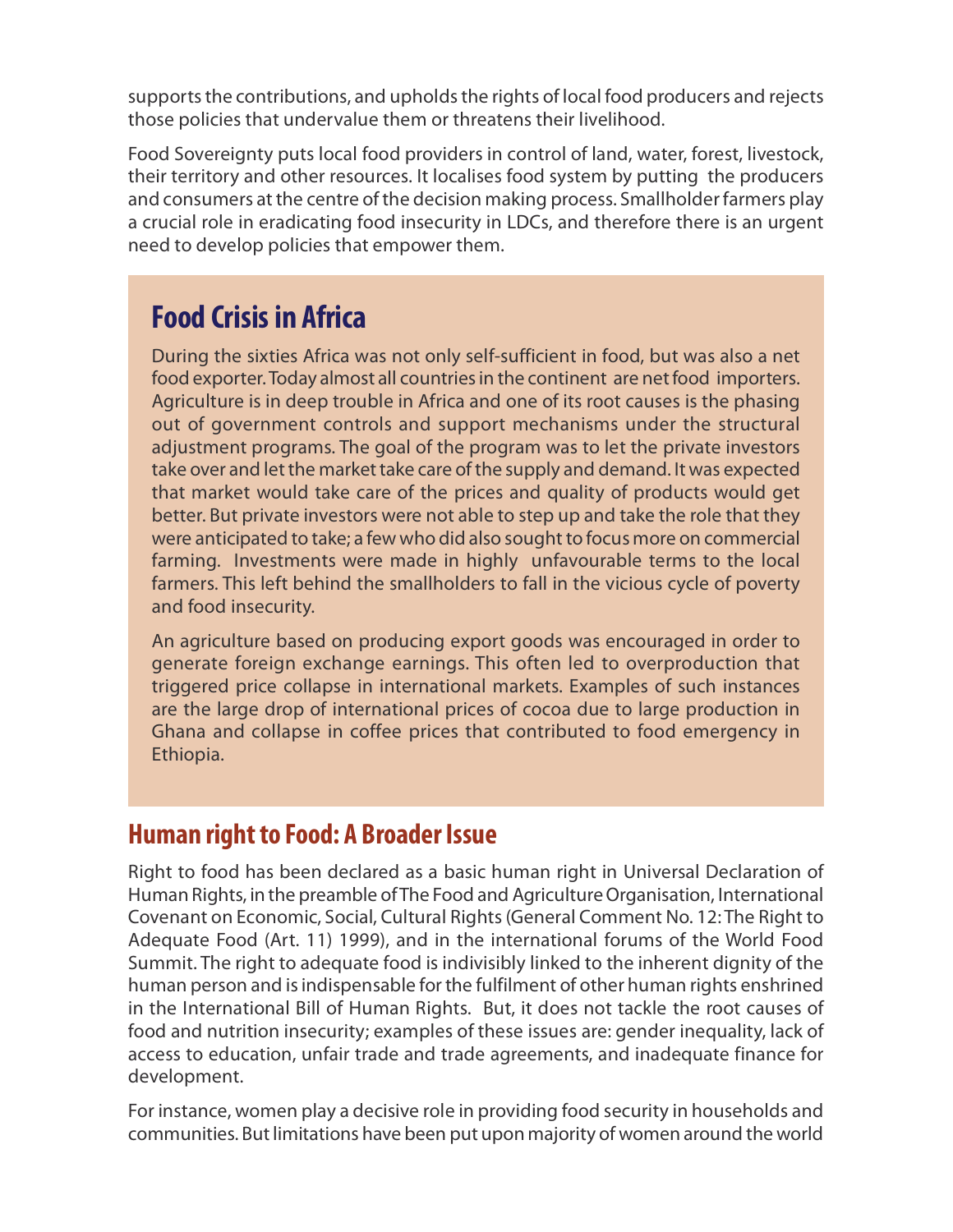supports the contributions, and upholds the rights of local food producers and rejects those policies that undervalue them or threatens their livelihood.

Food Sovereignty puts local food providers in control of land, water, forest, livestock, their territory and other resources. It localises food system by putting the producers and consumers at the centre of the decision making process. Smallholder farmers play a crucial role in eradicating food insecurity in LDCs, and therefore there is an urgent need to develop policies that empower them.

## Food Crisis in Africa

During the sixties Africa was not only self-sufficient in food, but was also a net food exporter. Today almost all countries in the continent are net food importers. Agriculture is in deep trouble in Africa and one of its root causes is the phasing out of government controls and support mechanisms under the structural adjustment programs. The goal of the program was to let the private investors take over and let the market take care of the supply and demand. It was expected that market would take care of the prices and quality of products would get better. But private investors were not able to step up and take the role that they were anticipated to take; a few who did also sought to focus more on commercial farming. Investments were made in highly unfavourable terms to the local farmers. This left behind the smallholders to fall in the vicious cycle of poverty and food insecurity.

An agriculture based on producing export goods was encouraged in order to generate foreign exchange earnings. This often led to overproduction that triggered price collapse in international markets. Examples of such instances are the large drop of international prices of cocoa due to large production in Ghana and collapse in coffee prices that contributed to food emergency in Ethiopia.

## Human right to Food: A Broader Issue

Right to food has been declared as a basic human right in Universal Declaration of Human Rights, in the preamble of The Food and Agriculture Organisation, International Covenant on Economic, Social, Cultural Rights (General Comment No. 12: The Right to Adequate Food (Art. 11) 1999), and in the international forums of the World Food Summit. The right to adequate food is indivisibly linked to the inherent dignity of the human person and is indispensable for the fulfilment of other human rights enshrined in the International Bill of Human Rights. But, it does not tackle the root causes of food and nutrition insecurity; examples of these issues are: gender inequality, lack of access to education, unfair trade and trade agreements, and inadequate finance for development.

For instance, women play a decisive role in providing food security in households and communities. But limitations have been put upon majority of women around the world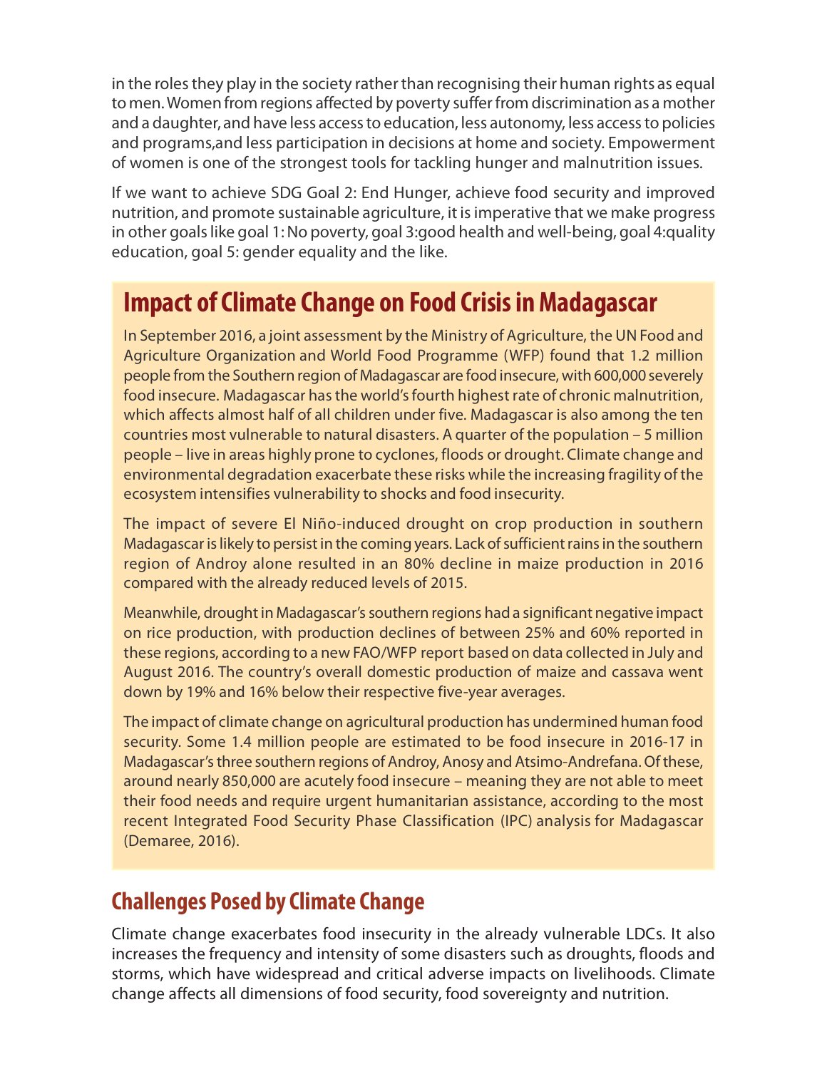in the roles they play in the society rather than recognising their human rights as equal to men. Women from regions affected by poverty suffer from discrimination as a mother and a daughter, and have less access to education, less autonomy, less access to policies and programs,and less participation in decisions at home and society. Empowerment of women is one of the strongest tools for tackling hunger and malnutrition issues.

If we want to achieve SDG Goal 2: End Hunger, achieve food security and improved nutrition, and promote sustainable agriculture, it is imperative that we make progress in other goals like goal 1: No poverty, goal 3:good health and well-being, goal 4:quality education, goal 5: gender equality and the like.

## Impact of Climate Change on Food Crisis in Madagascar

In September 2016, a joint assessment by the Ministry of Agriculture, the UN Food and Agriculture Organization and World Food Programme (WFP) found that 1.2 million people from the Southern region of Madagascar are food insecure, with 600,000 severely food insecure. Madagascar has the world's fourth highest rate of chronic malnutrition, which affects almost half of all children under five. Madagascar is also among the ten countries most vulnerable to natural disasters. A quarter of the population – 5 million people – live in areas highly prone to cyclones, floods or drought. Climate change and environmental degradation exacerbate these risks while the increasing fragility of the ecosystem intensifies vulnerability to shocks and food insecurity.

The impact of severe El Niño-induced drought on crop production in southern Madagascar is likely to persist in the coming years. Lack of sufficient rains in the southern region of Androy alone resulted in an 80% decline in maize production in 2016 compared with the already reduced levels of 2015.

Meanwhile, drought in Madagascar's southern regions had a significant negative impact on rice production, with production declines of between 25% and 60% reported in these regions, according to a new FAO/WFP report based on data collected in July and August 2016. The country's overall domestic production of maize and cassava went down by 19% and 16% below their respective five-year averages.

The impact of climate change on agricultural production has undermined human food security. Some 1.4 million people are estimated to be food insecure in 2016-17 in Madagascar's three southern regions of Androy, Anosy and Atsimo-Andrefana. Of these, around nearly 850,000 are acutely food insecure – meaning they are not able to meet their food needs and require urgent humanitarian assistance, according to the most recent Integrated Food Security Phase Classification (IPC) analysis for Madagascar (Demaree, 2016).

## Challenges Posed by Climate Change

Climate change exacerbates food insecurity in the already vulnerable LDCs. It also increases the frequency and intensity of some disasters such as droughts, floods and storms, which have widespread and critical adverse impacts on livelihoods. Climate change affects all dimensions of food security, food sovereignty and nutrition.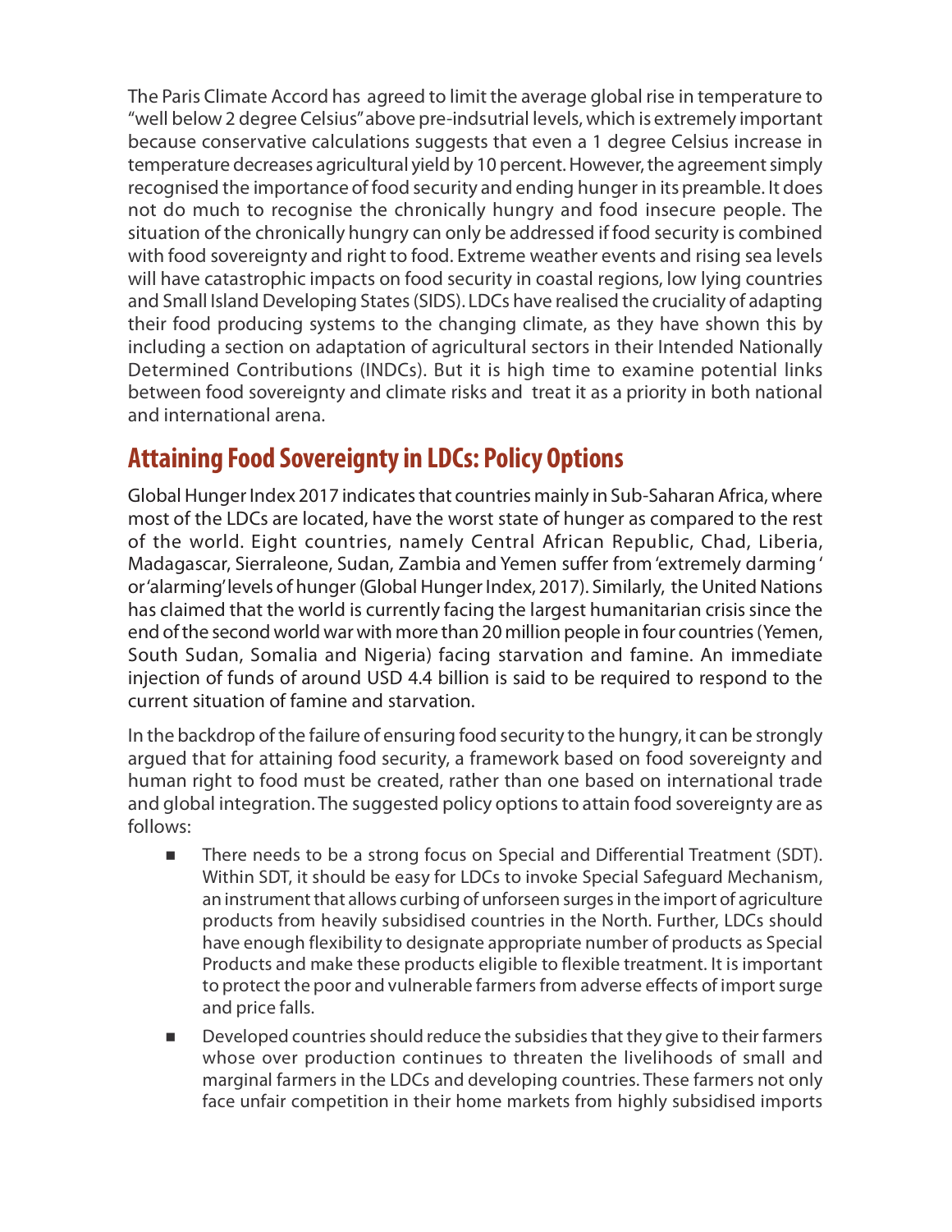The Paris Climate Accord has agreed to limit the average global rise in temperature to "well below 2 degree Celsius" above pre-indsutrial levels, which is extremely important because conservative calculations suggests that even a 1 degree Celsius increase in temperature decreases agricultural yield by 10 percent. However, the agreement simply recognised the importance of food security and ending hunger in its preamble. It does not do much to recognise the chronically hungry and food insecure people. The situation of the chronically hungry can only be addressed if food security is combined with food sovereignty and right to food. Extreme weather events and rising sea levels will have catastrophic impacts on food security in coastal regions, low lying countries and Small Island Developing States (SIDS). LDCs have realised the cruciality of adapting their food producing systems to the changing climate, as they have shown this by including a section on adaptation of agricultural sectors in their Intended Nationally Determined Contributions (INDCs). But it is high time to examine potential links between food sovereignty and climate risks and treat it as a priority in both national and international arena.

## Attaining Food Sovereignty in LDCs: Policy Options

Global Hunger Index 2017 indicates that countries mainly in Sub-Saharan Africa, where most of the LDCs are located, have the worst state of hunger as compared to the rest of the world. Eight countries, namely Central African Republic, Chad, Liberia, Madagascar, Sierraleone, Sudan, Zambia and Yemen suffer from 'extremely darming ' or 'alarming' levels of hunger (Global Hunger Index, 2017). Similarly, the United Nations has claimed that the world is currently facing the largest humanitarian crisis since the end of the second world war with more than 20 million people in four countries (Yemen, South Sudan, Somalia and Nigeria) facing starvation and famine. An immediate injection of funds of around USD 4.4 billion is said to be required to respond to the current situation of famine and starvation.

In the backdrop of the failure of ensuring food security to the hungry, it can be strongly argued that for attaining food security, a framework based on food sovereignty and human right to food must be created, rather than one based on international trade and global integration. The suggested policy options to attain food sovereignty are as follows:

- There needs to be a strong focus on Special and Differential Treatment (SDT). Within SDT, it should be easy for LDCs to invoke Special Safeguard Mechanism, an instrument that allows curbing of unforseen surges in the import of agriculture products from heavily subsidised countries in the North. Further, LDCs should have enough flexibility to designate appropriate number of products as Special Products and make these products eligible to flexible treatment. It is important to protect the poor and vulnerable farmers from adverse effects of import surge and price falls.
- Developed countries should reduce the subsidies that they give to their farmers whose over production continues to threaten the livelihoods of small and marginal farmers in the LDCs and developing countries. These farmers not only face unfair competition in their home markets from highly subsidised imports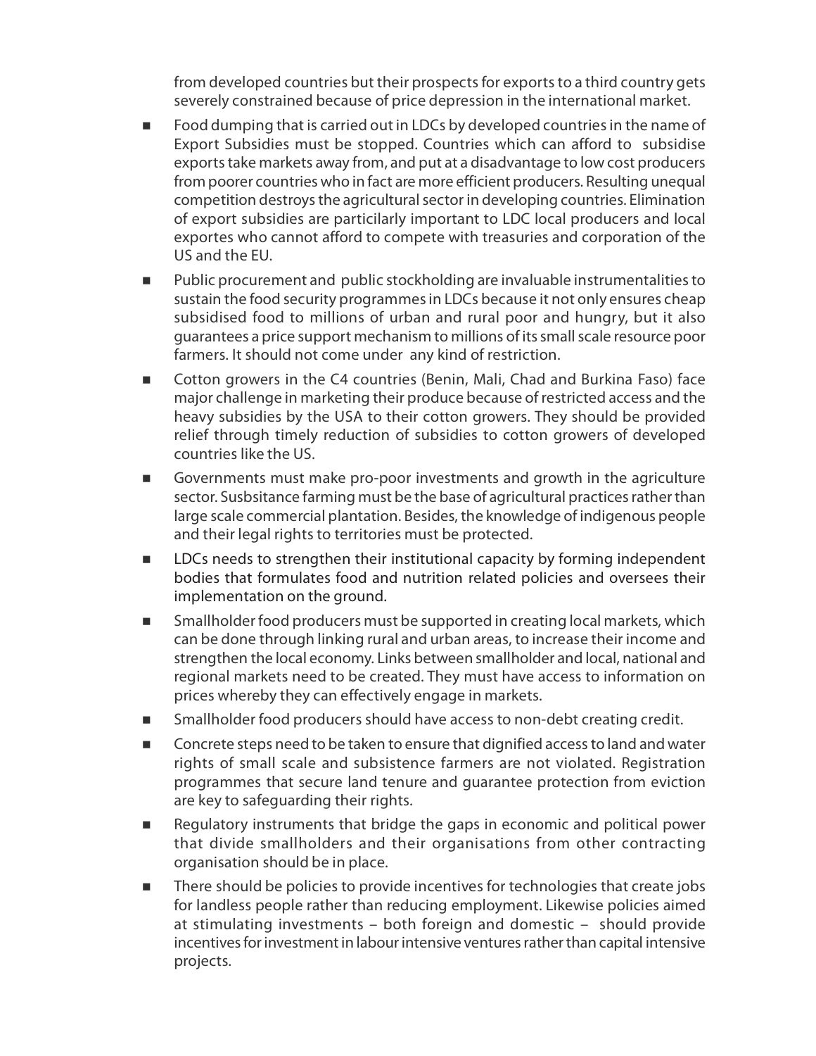from developed countries but their prospects for exports to a third country gets severely constrained because of price depression in the international market.

- Food dumping that is carried out in LDCs by developed countries in the name of Export Subsidies must be stopped. Countries which can afford to subsidise exports take markets away from, and put at a disadvantage to low cost producers from poorer countries who in fact are more efficient producers. Resulting unequal competition destroys the agricultural sector in developing countries. Elimination of export subsidies are particilarly important to LDC local producers and local exportes who cannot afford to compete with treasuries and corporation of the US and the EU.
- Public procurement and public stockholding are invaluable instrumentalities to sustain the food security programmes in LDCs because it not only ensures cheap subsidised food to millions of urban and rural poor and hungry, but it also guarantees a price support mechanism to millions of its small scale resource poor farmers. It should not come under any kind of restriction.
- Cotton growers in the C4 countries (Benin, Mali, Chad and Burkina Faso) face major challenge in marketing their produce because of restricted access and the heavy subsidies by the USA to their cotton growers. They should be provided relief through timely reduction of subsidies to cotton growers of developed countries like the US.
- Governments must make pro-poor investments and growth in the agriculture sector. Susbsitance farming must be the base of agricultural practices rather than large scale commercial plantation. Besides, the knowledge of indigenous people and their legal rights to territories must be protected.
- LDCs needs to strengthen their institutional capacity by forming independent bodies that formulates food and nutrition related policies and oversees their implementation on the ground.
- Smallholder food producers must be supported in creating local markets, which can be done through linking rural and urban areas, to increase their income and strengthen the local economy. Links between smallholder and local, national and regional markets need to be created. They must have access to information on prices whereby they can effectively engage in markets.
- Smallholder food producers should have access to non-debt creating credit.
- Concrete steps need to be taken to ensure that dignified access to land and water rights of small scale and subsistence farmers are not violated. Registration programmes that secure land tenure and guarantee protection from eviction are key to safeguarding their rights.
- Regulatory instruments that bridge the gaps in economic and political power that divide smallholders and their organisations from other contracting organisation should be in place.
- There should be policies to provide incentives for technologies that create jobs for landless people rather than reducing employment. Likewise policies aimed at stimulating investments – both foreign and domestic – should provide incentives for investment in labour intensive ventures rather than capital intensive projects.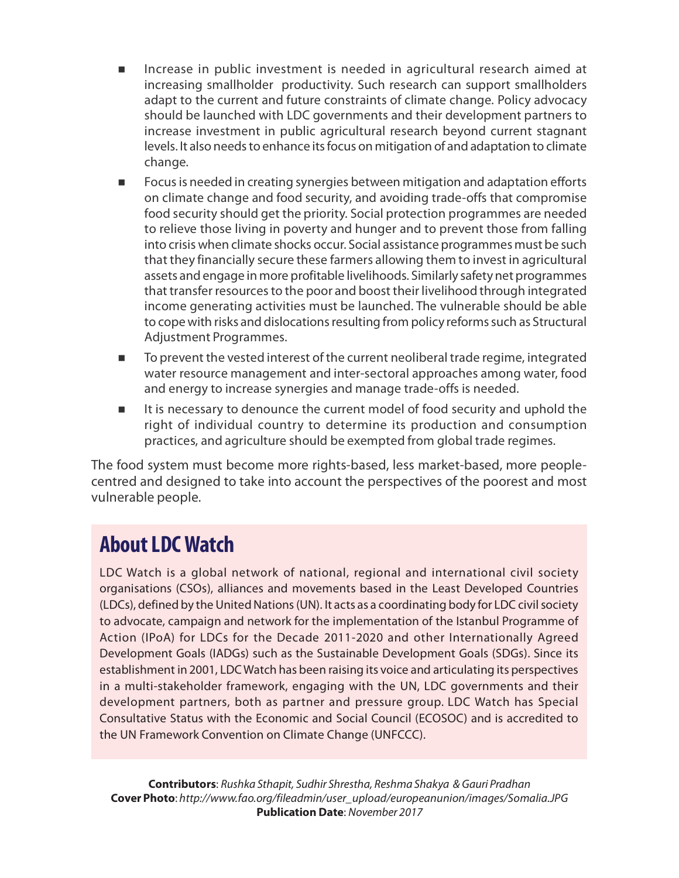- Increase in public investment is needed in agricultural research aimed at increasing smallholder productivity. Such research can support smallholders adapt to the current and future constraints of climate change. Policy advocacy should be launched with LDC governments and their development partners to increase investment in public agricultural research beyond current stagnant levels. It also needs to enhance its focus on mitigation of and adaptation to climate change.
- Focus is needed in creating synergies between mitigation and adaptation efforts on climate change and food security, and avoiding trade-offs that compromise food security should get the priority. Social protection programmes are needed to relieve those living in poverty and hunger and to prevent those from falling into crisis when climate shocks occur. Social assistance programmes must be such that they financially secure these farmers allowing them to invest in agricultural assets and engage in more profitable livelihoods. Similarly safety net programmes that transfer resources to the poor and boost their livelihood through integrated income generating activities must be launched. The vulnerable should be able to cope with risks and dislocations resulting from policy reforms such as Structural Adjustment Programmes.
- To prevent the vested interest of the current neoliberal trade regime, integrated water resource management and inter-sectoral approaches among water, food and energy to increase synergies and manage trade-offs is needed.
- It is necessary to denounce the current model of food security and uphold the right of individual country to determine its production and consumption practices, and agriculture should be exempted from global trade regimes.

The food system must become more rights-based, less market-based, more people-centred and designed to take into account the perspectives of the poorest and most vulnerable people.

## About LDC Watch

LDC Watch is a global network of national, regional and international civil society organisations (CSOs), alliances and movements based in the Least Developed Countries (LDCs), defined by the United Nations (UN). It acts as a coordinating body for LDC civil society to advocate, campaign and network for the implementation of the Istanbul Programme of Action (IPoA) for LDCs for the Decade 2011-2020 and other Internationally Agreed Development Goals (IADGs) such as the Sustainable Development Goals (SDGs). Since its establishment in 2001, LDC Watch has been raising its voice and articulating its perspectives in a multi-stakeholder framework, engaging with the UN, LDC governments and their development partners, both as partner and pressure group. LDC Watch has Special Consultative Status with the Economic and Social Council (ECOSOC) and is accredited to the UN Framework Convention on Climate Change (UNFCCC).

**Contributors**: *Rushka Sthapit, Sudhir Shrestha, Reshma Shakya & Gauri Pradhan*
**Cover Photo**: *http://www.fao.org/fileadmin/user_upload/europeanunion/images/Somalia.JPG*
**Publication Date**: *November 2017*